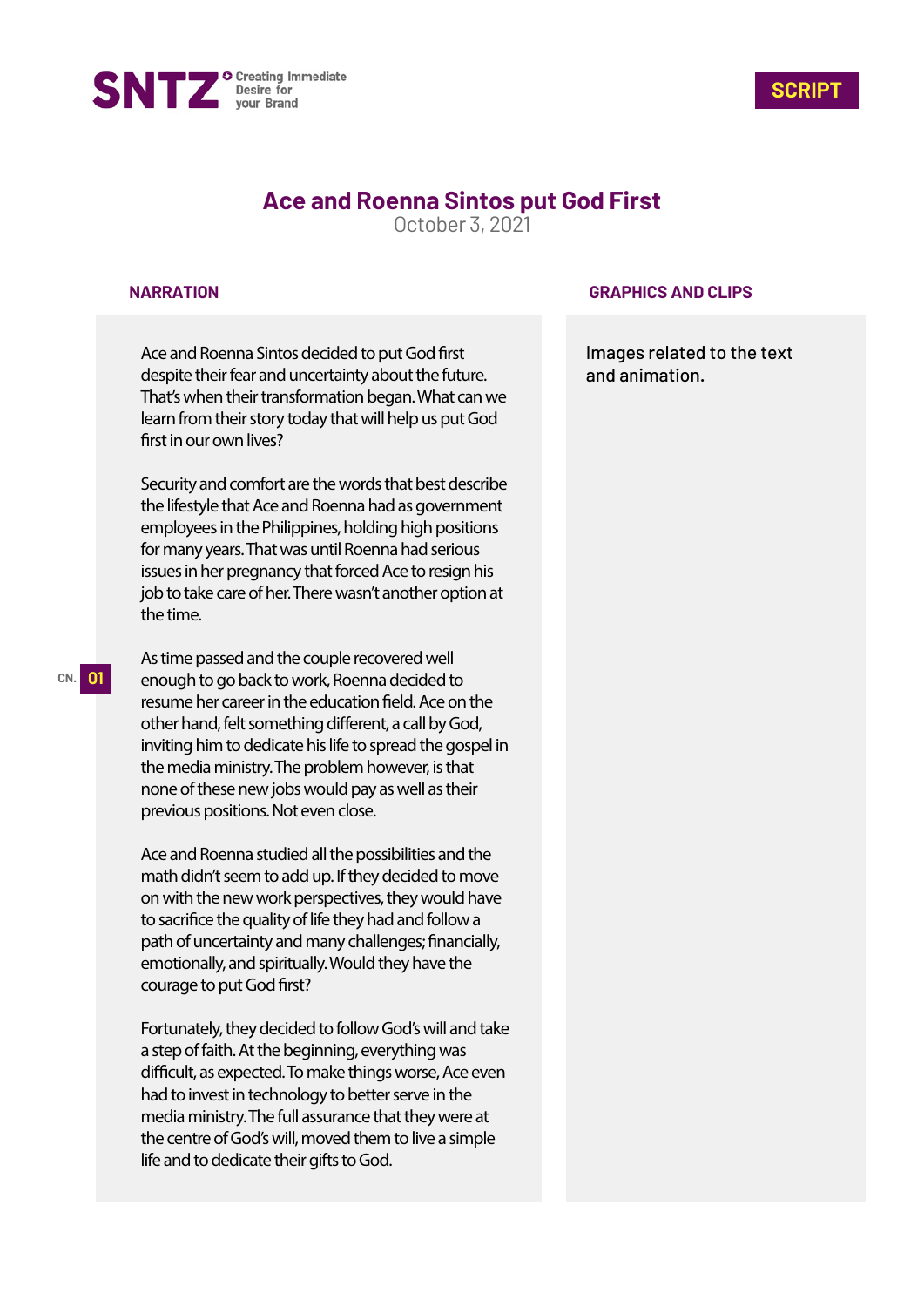SNTZ Creating Immediate Desire for your Brand

**SCRIPT**

# Ace and Roenna Sintos put God First

October 3, 2021

| NARRATION | GRAPHICS AND CLIPS |
| --- | --- |
| Ace and Roenna Sintos decided to put God first despite their fear and uncertainty about the future. That's when their transformation began. What can we learn from their story today that will help us put God first in our own lives?<br><br>Security and comfort are the words that best describe the lifestyle that Ace and Roenna had as government employees in the Philippines, holding high positions for many years. That was until Roenna had serious issues in her pregnancy that forced Ace to resign his job to take care of her. There wasn't another option at the time.<br><br>**CN. 01**<br><br>As time passed and the couple recovered well enough to go back to work, Roenna decided to resume her career in the education field. Ace on the other hand, felt something different, a call by God, inviting him to dedicate his life to spread the gospel in the media ministry. The problem however, is that none of these new jobs would pay as well as their previous positions. Not even close.<br><br>Ace and Roenna studied all the possibilities and the math didn't seem to add up. If they decided to move on with the new work perspectives, they would have to sacrifice the quality of life they had and follow a path of uncertainty and many challenges; financially, emotionally, and spiritually. Would they have the courage to put God first?<br><br>Fortunately, they decided to follow God's will and take a step of faith. At the beginning, everything was difficult, as expected. To make things worse, Ace even had to invest in technology to better serve in the media ministry. The full assurance that they were at the centre of God's will, moved them to live a simple life and to dedicate their gifts to God. | Images related to the text and animation. |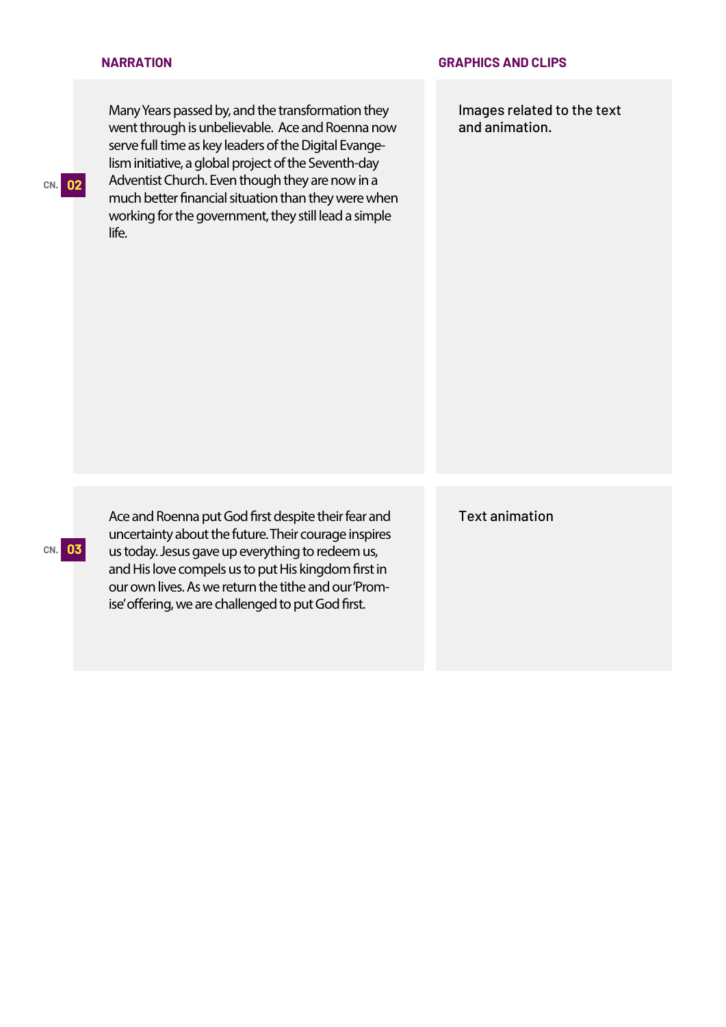| CN. | NARRATION | GRAPHICS AND CLIPS |
| --- | --- | --- |
| 02 | Many Years passed by, and the transformation they went through is unbelievable. Ace and Roenna now serve full time as key leaders of the Digital Evangelism initiative, a global project of the Seventh-day Adventist Church. Even though they are now in a much better financial situation than they were when working for the government, they still lead a simple life. | Images related to the text and animation. |
| 03 | Ace and Roenna put God first despite their fear and uncertainty about the future. Their courage inspires us today. Jesus gave up everything to redeem us, and His love compels us to put His kingdom first in our own lives. As we return the tithe and our 'Promise' offering, we are challenged to put God first. | Text animation |